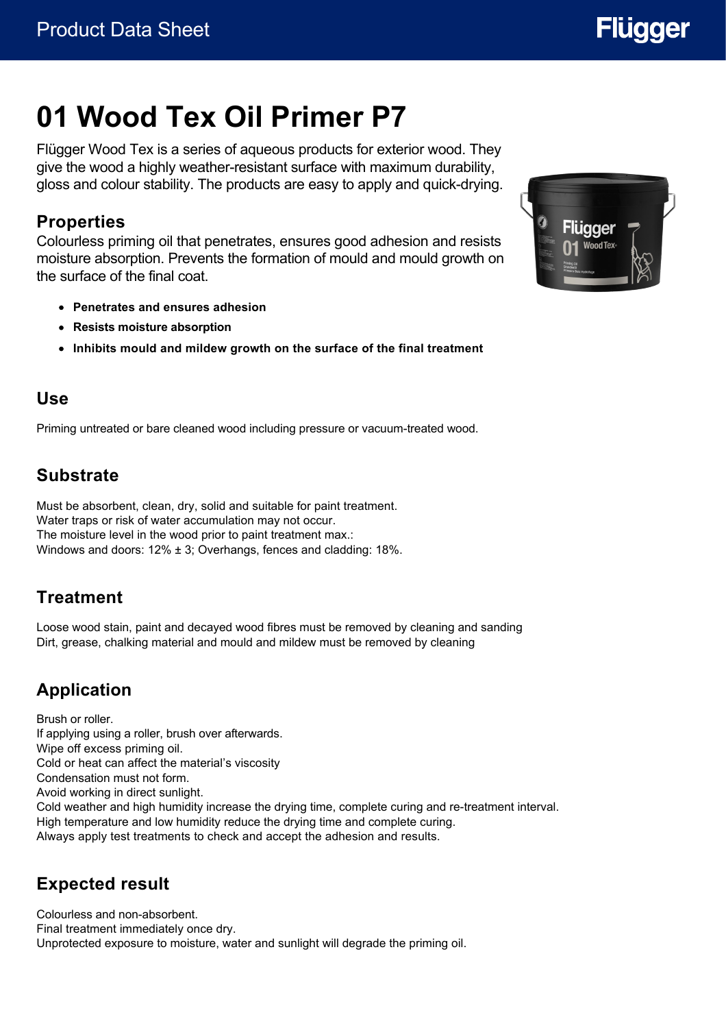# 01 Wood Tex Oil Primer P7

Flügger Wood Tex is a series of aqueous products for exterior wood. They give the wood a highly weather-resistant surface with maximum durability, gloss and colour stability. The products are easy to apply and quick-drying.

## Properties

Colourless priming oil that penetrates, ensures good adhesion and resists moisture absorption. Prevents the formation of mould and mould growth on the surface of the final coat.

- **Penetrates and ensures adhesion**
- **Resists moisture absorption**
- **Inhibits mould and mildew growth on the surface of the final treatment**

## Use

Priming untreated or bare cleaned wood including pressure or vacuum-treated wood.

## Substrate

Must be absorbent, clean, dry, solid and suitable for paint treatment.
Water traps or risk of water accumulation may not occur.
The moisture level in the wood prior to paint treatment max.:
Windows and doors: 12% ± 3; Overhangs, fences and cladding: 18%.

## Treatment

Loose wood stain, paint and decayed wood fibres must be removed by cleaning and sanding
Dirt, grease, chalking material and mould and mildew must be removed by cleaning

## Application

Brush or roller.
If applying using a roller, brush over afterwards.
Wipe off excess priming oil.
Cold or heat can affect the material's viscosity
Condensation must not form.
Avoid working in direct sunlight.
Cold weather and high humidity increase the drying time, complete curing and re-treatment interval.
High temperature and low humidity reduce the drying time and complete curing.
Always apply test treatments to check and accept the adhesion and results.

## Expected result

Colourless and non-absorbent.
Final treatment immediately once dry.
Unprotected exposure to moisture, water and sunlight will degrade the priming oil.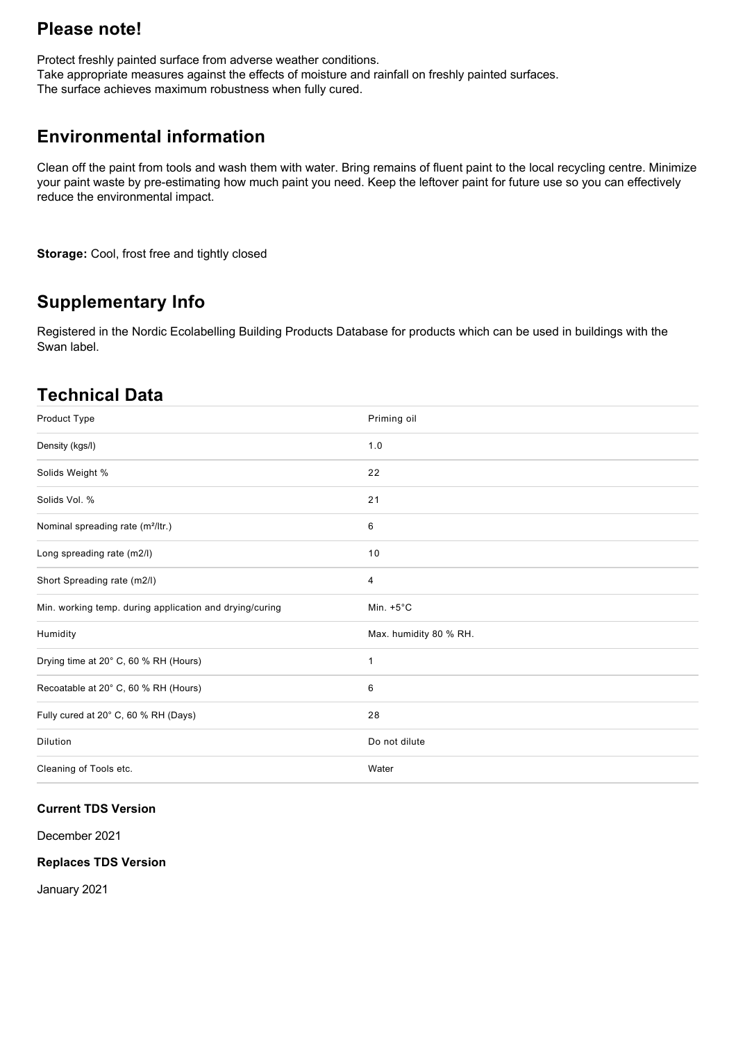## Please note!

Protect freshly painted surface from adverse weather conditions.
Take appropriate measures against the effects of moisture and rainfall on freshly painted surfaces.
The surface achieves maximum robustness when fully cured.

## Environmental information

Clean off the paint from tools and wash them with water. Bring remains of fluent paint to the local recycling centre. Minimize your paint waste by pre-estimating how much paint you need. Keep the leftover paint for future use so you can effectively reduce the environmental impact.

**Storage:** Cool, frost free and tightly closed

## Supplementary Info

Registered in the Nordic Ecolabelling Building Products Database for products which can be used in buildings with the Swan label.

## Technical Data

| | |
|---|---|
| Product Type | Priming oil |
| Density (kgs/l) | 1.0 |
| Solids Weight % | 22 |
| Solids Vol. % | 21 |
| Nominal spreading rate (m²/ltr.) | 6 |
| Long spreading rate (m2/l) | 10 |
| Short Spreading rate (m2/l) | 4 |
| Min. working temp. during application and drying/curing | Min. +5°C |
| Humidity | Max. humidity 80 % RH. |
| Drying time at 20° C, 60 % RH (Hours) | 1 |
| Recoatable at 20° C, 60 % RH (Hours) | 6 |
| Fully cured at 20° C, 60 % RH (Days) | 28 |
| Dilution | Do not dilute |
| Cleaning of Tools etc. | Water |

**Current TDS Version**

December 2021

**Replaces TDS Version**

January 2021